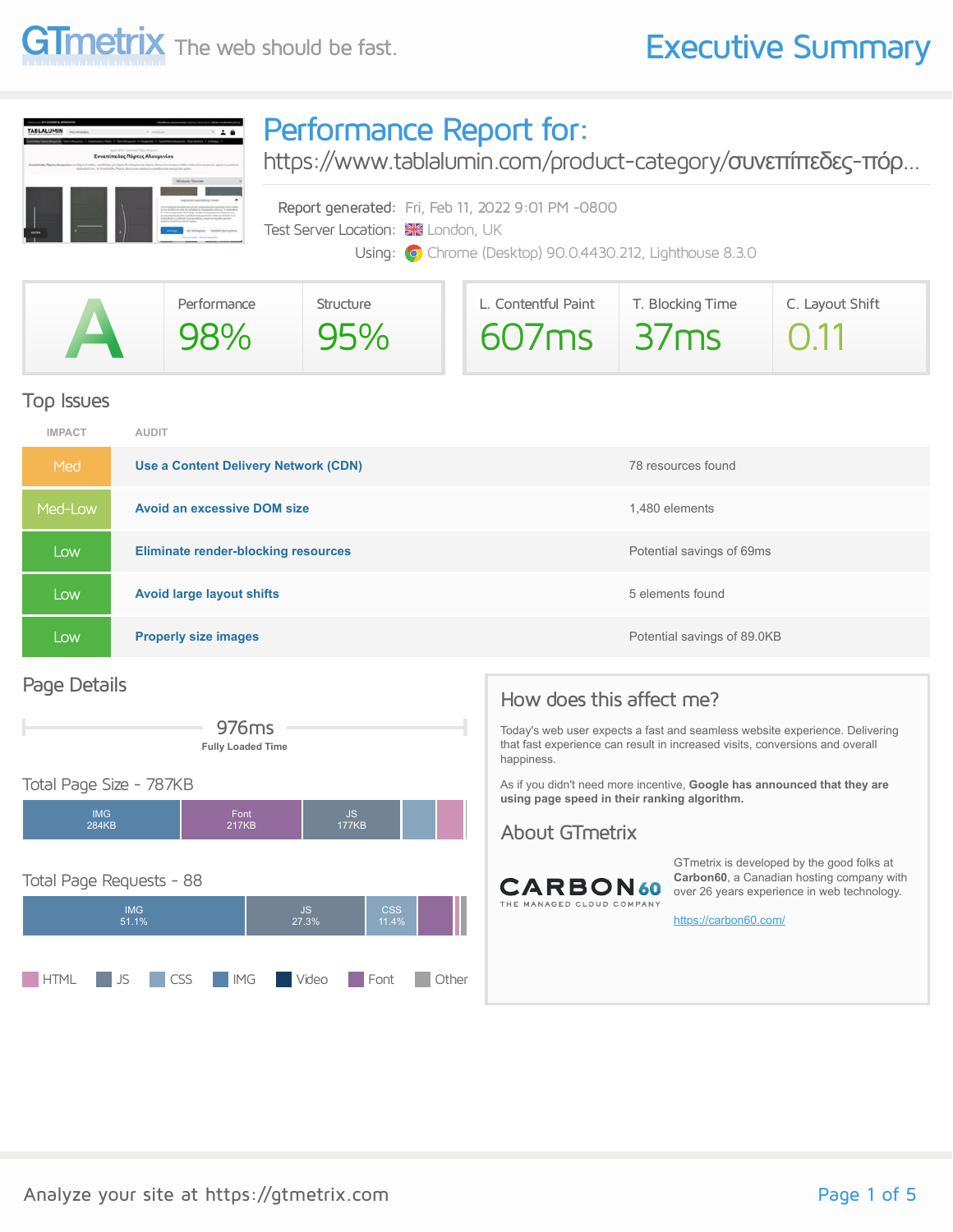GTmetrix The web should be fast.

# Executive Summary

## Performance Report for:

https://www.tablalumin.com/product-category/συνεπίπεδες-πόρ...

Report generated: Fri, Feb 11, 2022 9:01 PM -0800

Test Server Location: London, UK

Using: Chrome (Desktop) 90.0.4430.212, Lighthouse 8.3.0

| GTmetrix Grade | Performance | Structure | L. Contentful Paint | T. Blocking Time | C. Layout Shift |
|---|---|---|---|---|---|
| A | 98% | 95% | 607ms | 37ms | 0.11 |

## Top Issues

| IMPACT | AUDIT | |
|---|---|---|
| Med | Use a Content Delivery Network (CDN) | 78 resources found |
| Med-Low | Avoid an excessive DOM size | 1,480 elements |
| Low | Eliminate render-blocking resources | Potential savings of 69ms |
| Low | Avoid large layout shifts | 5 elements found |
| Low | Properly size images | Potential savings of 89.0KB |

## Page Details

976ms
Fully Loaded Time

### Total Page Size - 787KB

| IMG | Font | JS |
|---|---|---|
| 284KB | 217KB | 177KB |

### Total Page Requests - 88

| IMG | JS | CSS |
|---|---|---|
| 51.1% | 27.3% | 11.4% |

HTML, JS, CSS, IMG, Video, Font, Other

## How does this affect me?

Today's web user expects a fast and seamless website experience. Delivering that fast experience can result in increased visits, conversions and overall happiness.

As if you didn't need more incentive, **Google has announced that they are using page speed in their ranking algorithm.**

## About GTmetrix

CARBON60 THE MANAGED CLOUD COMPANY

GTmetrix is developed by the good folks at **Carbon60**, a Canadian hosting company with over 26 years experience in web technology.

https://carbon60.com/

Analyze your site at https://gtmetrix.com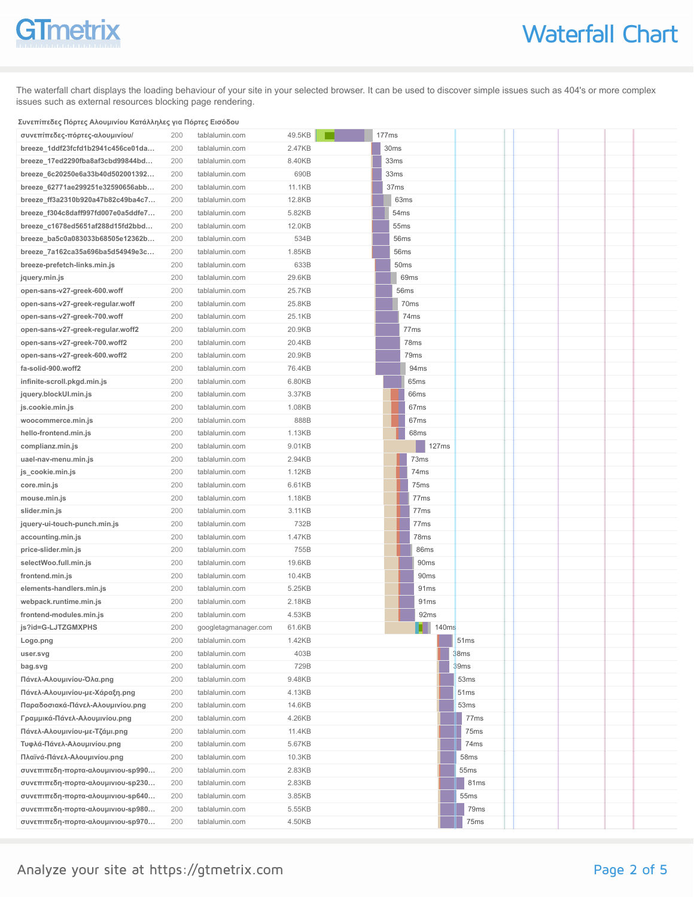# Waterfall Chart

The waterfall chart displays the loading behaviour of your site in your selected browser. It can be used to discover simple issues such as 404's or more complex issues such as external resources blocking page rendering.

**Συνεπίπεδες Πόρτες Αλουμινίου Κατάλληλες για Πόρτες Εισόδου**

| Resource | Status | Domain | Size | Time |
| --- | --- | --- | --- | --- |
| συνεπίπεδες-πόρτες-αλουμινίου/ | 200 | tablalumin.com | 49.5KB | 177ms |
| breeze_1ddf23fcfd1b2941c456ce01da… | 200 | tablalumin.com | 2.47KB | 30ms |
| breeze_17ed2290fba8af3cbd99844bd… | 200 | tablalumin.com | 8.40KB | 33ms |
| breeze_6c20250e6a33b40d502001392… | 200 | tablalumin.com | 690B | 33ms |
| breeze_62771ae299251e32590656abb… | 200 | tablalumin.com | 11.1KB | 37ms |
| breeze_ff3a2310b920a47b82c49ba4c7… | 200 | tablalumin.com | 12.8KB | 63ms |
| breeze_f304c8daff997fd007e0a5ddfe7… | 200 | tablalumin.com | 5.82KB | 54ms |
| breeze_c1678ed5651af288d15fd2bbd… | 200 | tablalumin.com | 12.0KB | 55ms |
| breeze_ba5c0a083033b68505e12362b… | 200 | tablalumin.com | 534B | 56ms |
| breeze_7a162ca35a696ba5d54949e3c… | 200 | tablalumin.com | 1.85KB | 56ms |
| breeze-prefetch-links.min.js | 200 | tablalumin.com | 633B | 50ms |
| jquery.min.js | 200 | tablalumin.com | 29.6KB | 69ms |
| open-sans-v27-greek-600.woff | 200 | tablalumin.com | 25.7KB | 56ms |
| open-sans-v27-greek-regular.woff | 200 | tablalumin.com | 25.8KB | 70ms |
| open-sans-v27-greek-700.woff | 200 | tablalumin.com | 25.1KB | 74ms |
| open-sans-v27-greek-regular.woff2 | 200 | tablalumin.com | 20.9KB | 77ms |
| open-sans-v27-greek-700.woff2 | 200 | tablalumin.com | 20.4KB | 78ms |
| open-sans-v27-greek-600.woff2 | 200 | tablalumin.com | 20.9KB | 79ms |
| fa-solid-900.woff2 | 200 | tablalumin.com | 76.4KB | 94ms |
| infinite-scroll.pkgd.min.js | 200 | tablalumin.com | 6.80KB | 65ms |
| jquery.blockUI.min.js | 200 | tablalumin.com | 3.37KB | 66ms |
| js.cookie.min.js | 200 | tablalumin.com | 1.08KB | 67ms |
| woocommerce.min.js | 200 | tablalumin.com | 888B | 67ms |
| hello-frontend.min.js | 200 | tablalumin.com | 1.13KB | 68ms |
| complianz.min.js | 200 | tablalumin.com | 9.01KB | 127ms |
| uael-nav-menu.min.js | 200 | tablalumin.com | 2.94KB | 73ms |
| js_cookie.min.js | 200 | tablalumin.com | 1.12KB | 74ms |
| core.min.js | 200 | tablalumin.com | 6.61KB | 75ms |
| mouse.min.js | 200 | tablalumin.com | 1.18KB | 77ms |
| slider.min.js | 200 | tablalumin.com | 3.11KB | 77ms |
| jquery-ui-touch-punch.min.js | 200 | tablalumin.com | 732B | 77ms |
| accounting.min.js | 200 | tablalumin.com | 1.47KB | 78ms |
| price-slider.min.js | 200 | tablalumin.com | 755B | 86ms |
| selectWoo.full.min.js | 200 | tablalumin.com | 19.6KB | 90ms |
| frontend.min.js | 200 | tablalumin.com | 10.4KB | 90ms |
| elements-handlers.min.js | 200 | tablalumin.com | 5.25KB | 91ms |
| webpack.runtime.min.js | 200 | tablalumin.com | 2.18KB | 91ms |
| frontend-modules.min.js | 200 | tablalumin.com | 4.53KB | 92ms |
| js?id=G-LJTZGMXPHS | 200 | googletagmanager.com | 61.6KB | 140ms |
| Logo.png | 200 | tablalumin.com | 1.42KB | 51ms |
| user.svg | 200 | tablalumin.com | 403B | 38ms |
| bag.svg | 200 | tablalumin.com | 729B | 39ms |
| Πάνελ-Αλουμινίου-Όλα.png | 200 | tablalumin.com | 9.48KB | 53ms |
| Πάνελ-Αλουμινίου-με-Χάραξη.png | 200 | tablalumin.com | 4.13KB | 51ms |
| Παραδοσιακά-Πάνελ-Αλουμινίου.png | 200 | tablalumin.com | 14.6KB | 53ms |
| Γραμμικά-Πάνελ-Αλουμινίου.png | 200 | tablalumin.com | 4.26KB | 77ms |
| Πάνελ-Αλουμινίου-με-Τζάμι.png | 200 | tablalumin.com | 11.4KB | 75ms |
| Τυφλά-Πάνελ-Αλουμινίου.png | 200 | tablalumin.com | 5.67KB | 74ms |
| Πλαϊνά-Πάνελ-Αλουμινίου.png | 200 | tablalumin.com | 10.3KB | 58ms |
| συνεπιπεδη-πορτα-αλουμινιου-sp990… | 200 | tablalumin.com | 2.83KB | 55ms |
| συνεπιπεδη-πορτα-αλουμινιου-sp230… | 200 | tablalumin.com | 2.83KB | 81ms |
| συνεπιπεδη-πορτα-αλουμινιου-sp640… | 200 | tablalumin.com | 3.85KB | 55ms |
| συνεπιπεδη-πορτα-αλουμινιου-sp980… | 200 | tablalumin.com | 5.55KB | 79ms |
| συνεπιπεδη-πορτα-αλουμινιου-sp970… | 200 | tablalumin.com | 4.50KB | 75ms |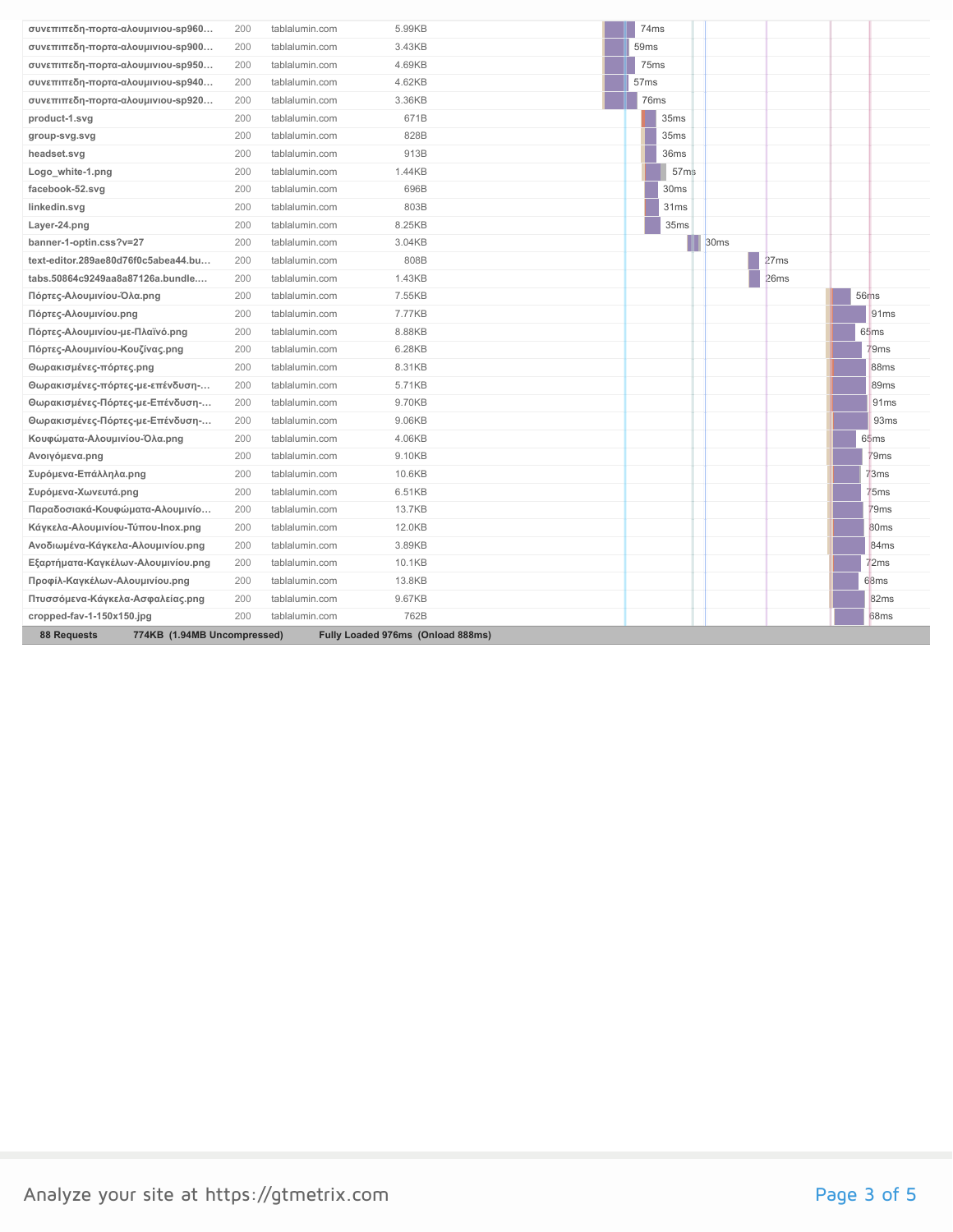| URL | Status | Domain | Size | Timeline |
|---|---|---|---|---|
| συνεπιπεδη-πορτα-αλουμινιου-sp960... | 200 | tablalumin.com | 5.99KB | 74ms |
| συνεπιπεδη-πορτα-αλουμινιου-sp900... | 200 | tablalumin.com | 3.43KB | 59ms |
| συνεπιπεδη-πορτα-αλουμινιου-sp950... | 200 | tablalumin.com | 4.69KB | 75ms |
| συνεπιπεδη-πορτα-αλουμινιου-sp940... | 200 | tablalumin.com | 4.62KB | 57ms |
| συνεπιπεδη-πορτα-αλουμινιου-sp920... | 200 | tablalumin.com | 3.36KB | 76ms |
| product-1.svg | 200 | tablalumin.com | 671B | 35ms |
| group-svg.svg | 200 | tablalumin.com | 828B | 35ms |
| headset.svg | 200 | tablalumin.com | 913B | 36ms |
| Logo_white-1.png | 200 | tablalumin.com | 1.44KB | 57ms |
| facebook-52.svg | 200 | tablalumin.com | 696B | 30ms |
| linkedin.svg | 200 | tablalumin.com | 803B | 31ms |
| Layer-24.png | 200 | tablalumin.com | 8.25KB | 35ms |
| banner-1-optin.css?v=27 | 200 | tablalumin.com | 3.04KB | 30ms |
| text-editor.289ae80d76f0c5abea44.bu... | 200 | tablalumin.com | 808B | 27ms |
| tabs.50864c9249aa8a87126a.bundle.... | 200 | tablalumin.com | 1.43KB | 26ms |
| Πόρτες-Αλουμινίου-Όλα.png | 200 | tablalumin.com | 7.55KB | 56ms |
| Πόρτες-Αλουμινίου.png | 200 | tablalumin.com | 7.77KB | 91ms |
| Πόρτες-Αλουμινίου-με-Πλαϊνό.png | 200 | tablalumin.com | 8.88KB | 65ms |
| Πόρτες-Αλουμινίου-Κουζίνας.png | 200 | tablalumin.com | 6.28KB | 79ms |
| Θωρακισμένες-πόρτες.png | 200 | tablalumin.com | 8.31KB | 88ms |
| Θωρακισμένες-πόρτες-με-επένδυση-... | 200 | tablalumin.com | 5.71KB | 89ms |
| Θωρακισμένες-Πόρτες-με-Επένδυση-... | 200 | tablalumin.com | 9.70KB | 91ms |
| Θωρακισμένες-Πόρτες-με-Επένδυση-... | 200 | tablalumin.com | 9.06KB | 93ms |
| Κουφώματα-Αλουμινίου-Όλα.png | 200 | tablalumin.com | 4.06KB | 65ms |
| Ανοιγόμενα.png | 200 | tablalumin.com | 9.10KB | 79ms |
| Συρόμενα-Επάλληλα.png | 200 | tablalumin.com | 10.6KB | 73ms |
| Συρόμενα-Χωνευτά.png | 200 | tablalumin.com | 6.51KB | 75ms |
| Παραδοσιακά-Κουφώματα-Αλουμινίο... | 200 | tablalumin.com | 13.7KB | 79ms |
| Κάγκελα-Αλουμινίου-Τύπου-Inox.png | 200 | tablalumin.com | 12.0KB | 80ms |
| Ανοδιωμένα-Κάγκελα-Αλουμινίου.png | 200 | tablalumin.com | 3.89KB | 84ms |
| Εξαρτήματα-Καγκέλων-Αλουμινίου.png | 200 | tablalumin.com | 10.1KB | 72ms |
| Προφίλ-Καγκέλων-Αλουμινίου.png | 200 | tablalumin.com | 13.8KB | 68ms |
| Πτυσσόμενα-Κάγκελα-Ασφαλείας.png | 200 | tablalumin.com | 9.67KB | 82ms |
| cropped-fav-1-150x150.jpg | 200 | tablalumin.com | 762B | 68ms |
| **88 Requests** | | **774KB (1.94MB Uncompressed)** | | **Fully Loaded 976ms (Onload 888ms)** |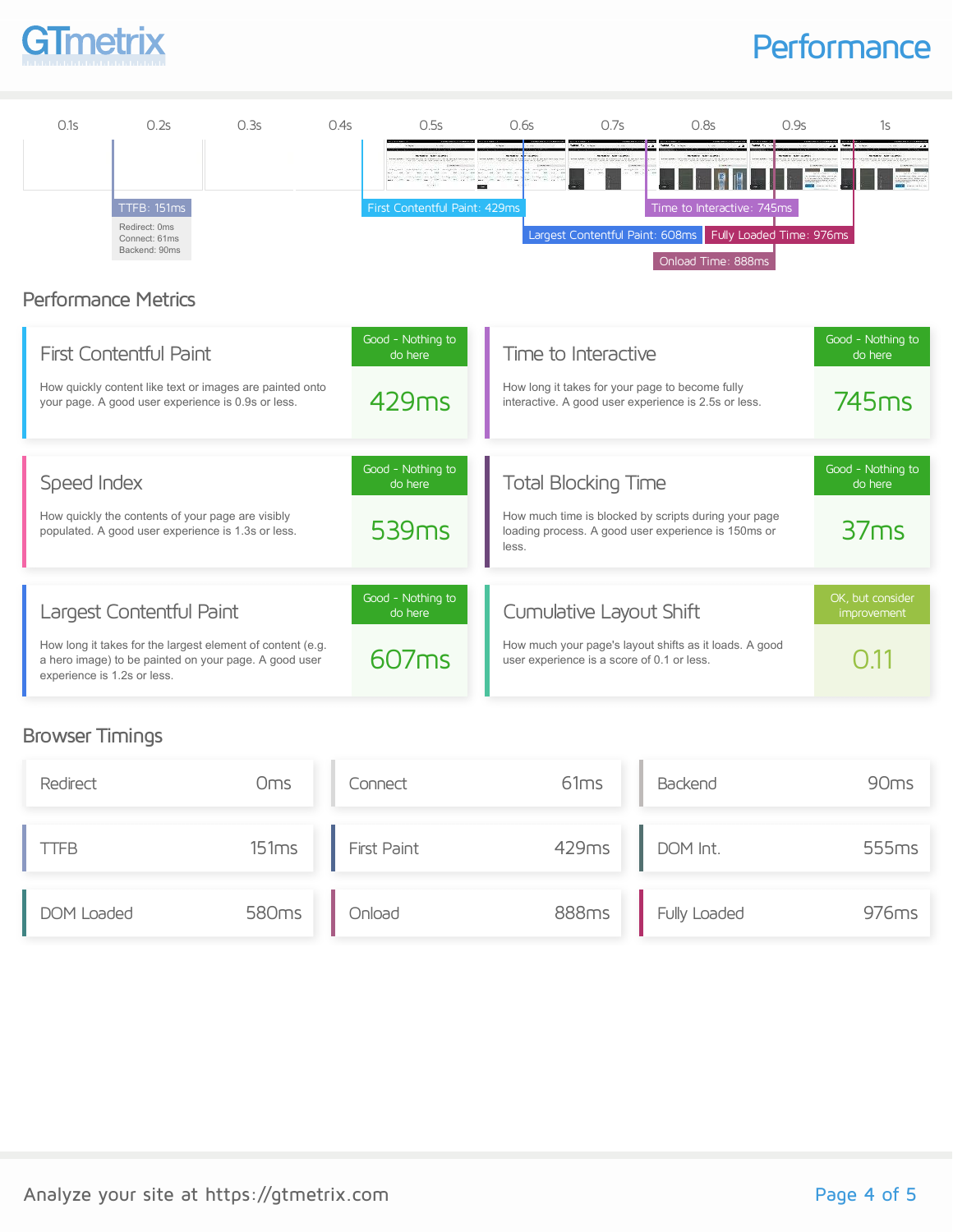# Performance

| 0.1s | 0.2s | 0.3s | 0.4s | 0.5s | 0.6s | 0.7s | 0.8s | 0.9s | 1s |
|---|---|---|---|---|---|---|---|---|---|

TTFB: 151ms
Redirect: 0ms
Connect: 61ms
Backend: 90ms

First Contentful Paint: 429ms

Largest Contentful Paint: 608ms

Time to Interactive: 745ms

Fully Loaded Time: 976ms

Onload Time: 888ms

## Performance Metrics

### First Contentful Paint

How quickly content like text or images are painted onto your page. A good user experience is 0.9s or less.

Good - Nothing to do here

429ms

### Time to Interactive

How long it takes for your page to become fully interactive. A good user experience is 2.5s or less.

Good - Nothing to do here

745ms

### Speed Index

How quickly the contents of your page are visibly populated. A good user experience is 1.3s or less.

Good - Nothing to do here

539ms

### Total Blocking Time

How much time is blocked by scripts during your page loading process. A good user experience is 150ms or less.

Good - Nothing to do here

37ms

### Largest Contentful Paint

How long it takes for the largest element of content (e.g. a hero image) to be painted on your page. A good user experience is 1.2s or less.

Good - Nothing to do here

607ms

### Cumulative Layout Shift

How much your page's layout shifts as it loads. A good user experience is a score of 0.1 or less.

OK, but consider improvement

0.11

## Browser Timings

| Metric | Value |
|---|---|
| Redirect | 0ms |
| Connect | 61ms |
| Backend | 90ms |
| TTFB | 151ms |
| First Paint | 429ms |
| DOM Int. | 555ms |
| DOM Loaded | 580ms |
| Onload | 888ms |
| Fully Loaded | 976ms |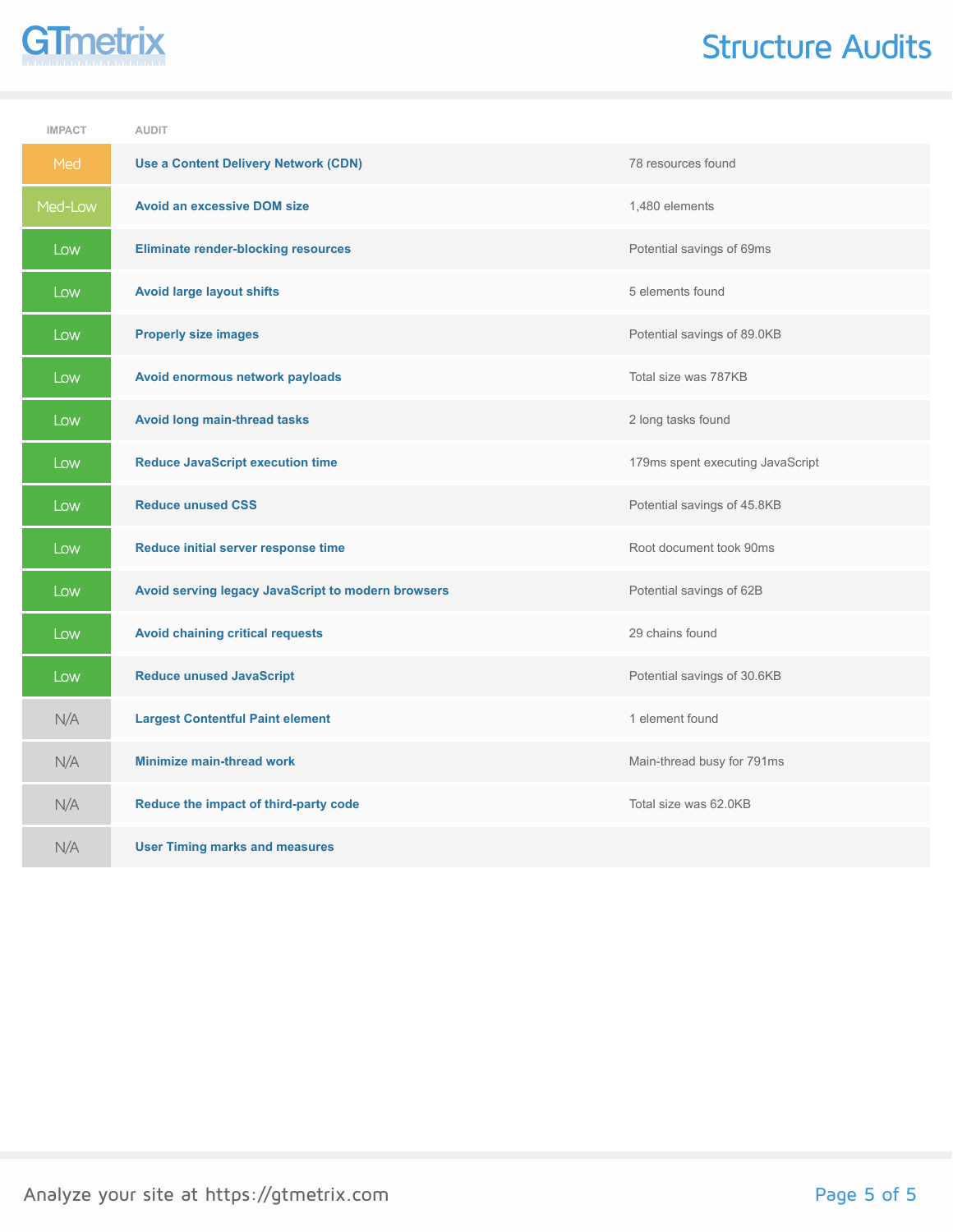# Structure Audits

| IMPACT | AUDIT | |
|---|---|---|
| Med | Use a Content Delivery Network (CDN) | 78 resources found |
| Med-Low | Avoid an excessive DOM size | 1,480 elements |
| Low | Eliminate render-blocking resources | Potential savings of 69ms |
| Low | Avoid large layout shifts | 5 elements found |
| Low | Properly size images | Potential savings of 89.0KB |
| Low | Avoid enormous network payloads | Total size was 787KB |
| Low | Avoid long main-thread tasks | 2 long tasks found |
| Low | Reduce JavaScript execution time | 179ms spent executing JavaScript |
| Low | Reduce unused CSS | Potential savings of 45.8KB |
| Low | Reduce initial server response time | Root document took 90ms |
| Low | Avoid serving legacy JavaScript to modern browsers | Potential savings of 62B |
| Low | Avoid chaining critical requests | 29 chains found |
| Low | Reduce unused JavaScript | Potential savings of 30.6KB |
| N/A | Largest Contentful Paint element | 1 element found |
| N/A | Minimize main-thread work | Main-thread busy for 791ms |
| N/A | Reduce the impact of third-party code | Total size was 62.0KB |
| N/A | User Timing marks and measures | |

Analyze your site at https://gtmetrix.com